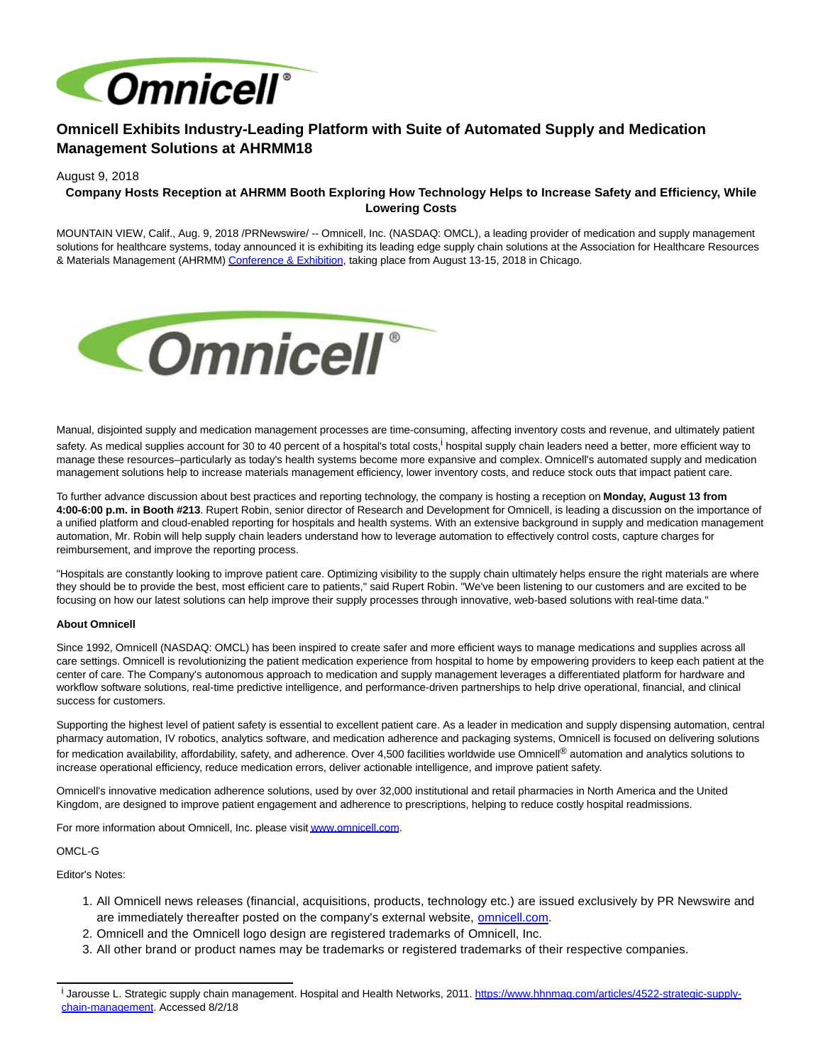# Omnicell Exhibits Industry-Leading Platform with Suite of Automated Supply and Medication Management Solutions at AHRMM18

August 9, 2018

**Company Hosts Reception at AHRMM Booth Exploring How Technology Helps to Increase Safety and Efficiency, While Lowering Costs**

MOUNTAIN VIEW, Calif., Aug. 9, 2018 /PRNewswire/ -- Omnicell, Inc. (NASDAQ: OMCL), a leading provider of medication and supply management solutions for healthcare systems, today announced it is exhibiting its leading edge supply chain solutions at the Association for Healthcare Resources & Materials Management (AHRMM) Conference & Exhibition, taking place from August 13-15, 2018 in Chicago.

Manual, disjointed supply and medication management processes are time-consuming, affecting inventory costs and revenue, and ultimately patient safety. As medical supplies account for 30 to 40 percent of a hospital's total costs,[i] hospital supply chain leaders need a better, more efficient way to manage these resources–particularly as today's health systems become more expansive and complex. Omnicell's automated supply and medication management solutions help to increase materials management efficiency, lower inventory costs, and reduce stock outs that impact patient care.

To further advance discussion about best practices and reporting technology, the company is hosting a reception on **Monday, August 13 from 4:00-6:00 p.m. in Booth #213**. Rupert Robin, senior director of Research and Development for Omnicell, is leading a discussion on the importance of a unified platform and cloud-enabled reporting for hospitals and health systems. With an extensive background in supply and medication management automation, Mr. Robin will help supply chain leaders understand how to leverage automation to effectively control costs, capture charges for reimbursement, and improve the reporting process.

"Hospitals are constantly looking to improve patient care. Optimizing visibility to the supply chain ultimately helps ensure the right materials are where they should be to provide the best, most efficient care to patients," said Rupert Robin. "We've been listening to our customers and are excited to be focusing on how our latest solutions can help improve their supply processes through innovative, web-based solutions with real-time data."

**About Omnicell**

Since 1992, Omnicell (NASDAQ: OMCL) has been inspired to create safer and more efficient ways to manage medications and supplies across all care settings. Omnicell is revolutionizing the patient medication experience from hospital to home by empowering providers to keep each patient at the center of care. The Company's autonomous approach to medication and supply management leverages a differentiated platform for hardware and workflow software solutions, real-time predictive intelligence, and performance-driven partnerships to help drive operational, financial, and clinical success for customers.

Supporting the highest level of patient safety is essential to excellent patient care. As a leader in medication and supply dispensing automation, central pharmacy automation, IV robotics, analytics software, and medication adherence and packaging systems, Omnicell is focused on delivering solutions for medication availability, affordability, safety, and adherence. Over 4,500 facilities worldwide use Omnicell® automation and analytics solutions to increase operational efficiency, reduce medication errors, deliver actionable intelligence, and improve patient safety.

Omnicell's innovative medication adherence solutions, used by over 32,000 institutional and retail pharmacies in North America and the United Kingdom, are designed to improve patient engagement and adherence to prescriptions, helping to reduce costly hospital readmissions.

For more information about Omnicell, Inc. please visit www.omnicell.com.

OMCL-G

Editor's Notes:

1. All Omnicell news releases (financial, acquisitions, products, technology etc.) are issued exclusively by PR Newswire and are immediately thereafter posted on the company's external website, omnicell.com.
2. Omnicell and the Omnicell logo design are registered trademarks of Omnicell, Inc.
3. All other brand or product names may be trademarks or registered trademarks of their respective companies.

---

[i] Jarousse L. Strategic supply chain management. Hospital and Health Networks, 2011. https://www.hhnmag.com/articles/4522-strategic-supply-chain-management. Accessed 8/2/18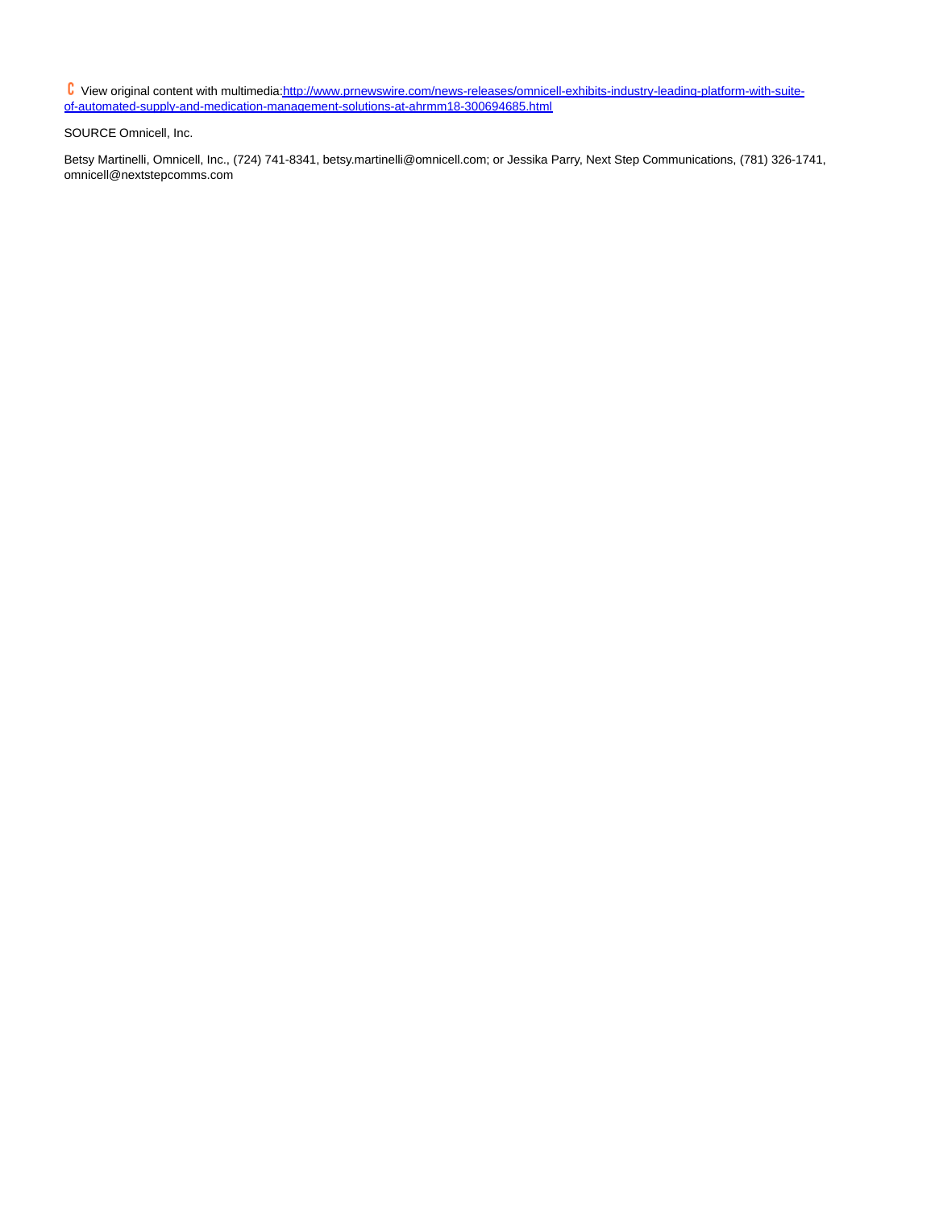View original content with multimedia:http://www.prnewswire.com/news-releases/omnicell-exhibits-industry-leading-platform-with-suite-of-automated-supply-and-medication-management-solutions-at-ahrmm18-300694685.html

SOURCE Omnicell, Inc.

Betsy Martinelli, Omnicell, Inc., (724) 741-8341, betsy.martinelli@omnicell.com; or Jessika Parry, Next Step Communications, (781) 326-1741, omnicell@nextstepcomms.com